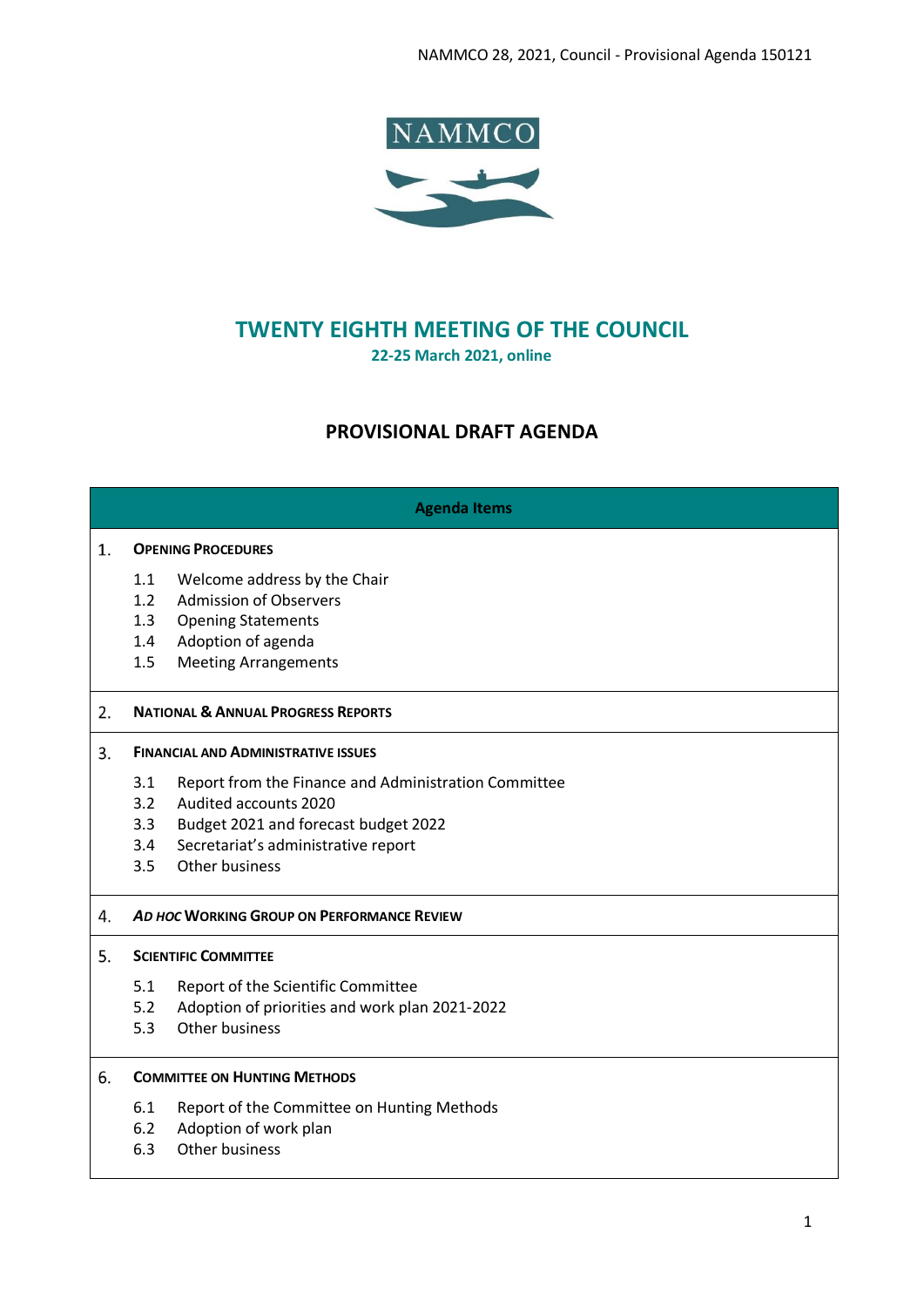# TWENTY EIGHTH MEETING OF THE COUNCIL

**22-25 March 2021, online**

## PROVISIONAL DRAFT AGENDA

| Agenda Items |
|---|
| 1. **OPENING PROCEDURES**<br>1.1 Welcome address by the Chair<br>1.2 Admission of Observers<br>1.3 Opening Statements<br>1.4 Adoption of agenda<br>1.5 Meeting Arrangements |
| 2. **NATIONAL & ANNUAL PROGRESS REPORTS** |
| 3. **FINANCIAL AND ADMINISTRATIVE ISSUES**<br>3.1 Report from the Finance and Administration Committee<br>3.2 Audited accounts 2020<br>3.3 Budget 2021 and forecast budget 2022<br>3.4 Secretariat's administrative report<br>3.5 Other business |
| 4. ***AD HOC* WORKING GROUP ON PERFORMANCE REVIEW** |
| 5. **SCIENTIFIC COMMITTEE**<br>5.1 Report of the Scientific Committee<br>5.2 Adoption of priorities and work plan 2021-2022<br>5.3 Other business |
| 6. **COMMITTEE ON HUNTING METHODS**<br>6.1 Report of the Committee on Hunting Methods<br>6.2 Adoption of work plan<br>6.3 Other business |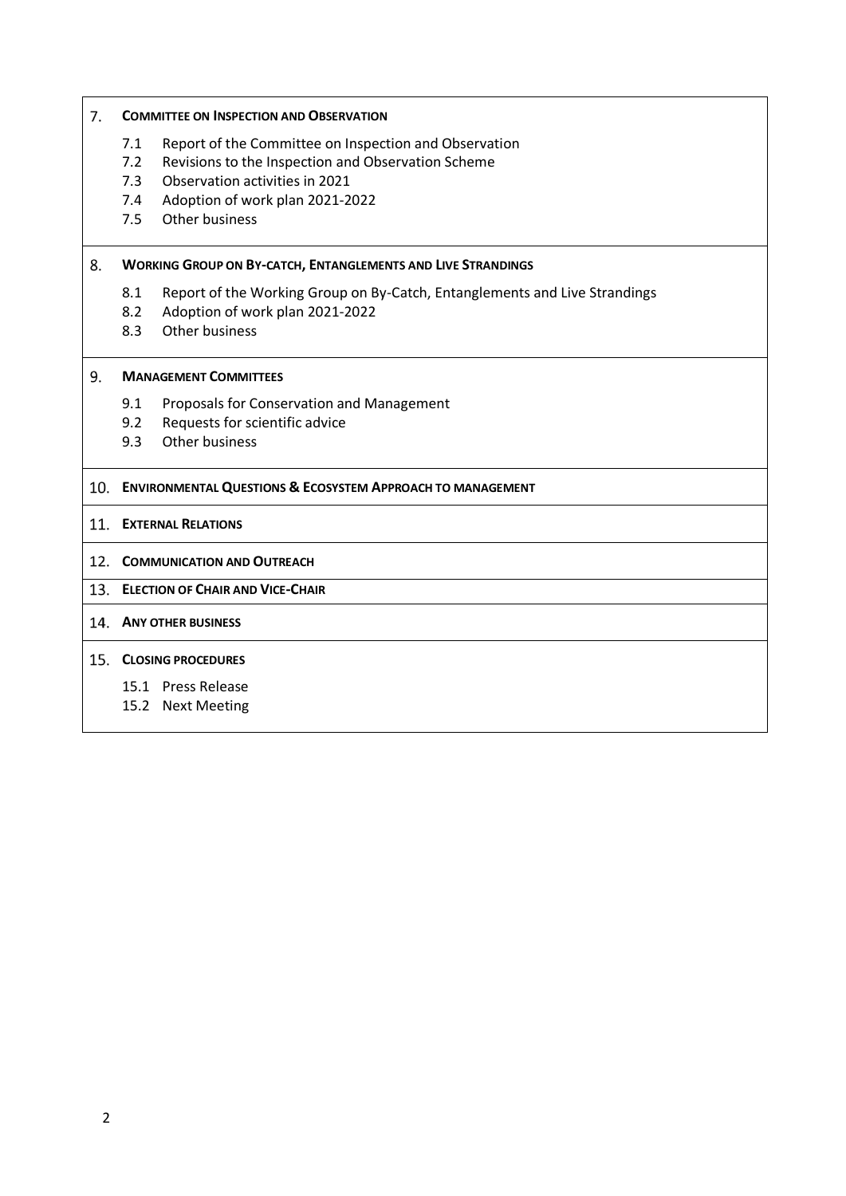7. **Committee on Inspection and Observation**

   7.1 Report of the Committee on Inspection and Observation
   7.2 Revisions to the Inspection and Observation Scheme
   7.3 Observation activities in 2021
   7.4 Adoption of work plan 2021-2022
   7.5 Other business

8. **Working Group on By-catch, Entanglements and Live Strandings**

   8.1 Report of the Working Group on By-Catch, Entanglements and Live Strandings
   8.2 Adoption of work plan 2021-2022
   8.3 Other business

9. **Management Committees**

   9.1 Proposals for Conservation and Management
   9.2 Requests for scientific advice
   9.3 Other business

10. **Environmental Questions & Ecosystem Approach to management**

11. **External Relations**

12. **Communication and Outreach**

13. **Election of Chair and Vice-Chair**

14. **Any other business**

15. **Closing procedures**

    15.1 Press Release
    15.2 Next Meeting